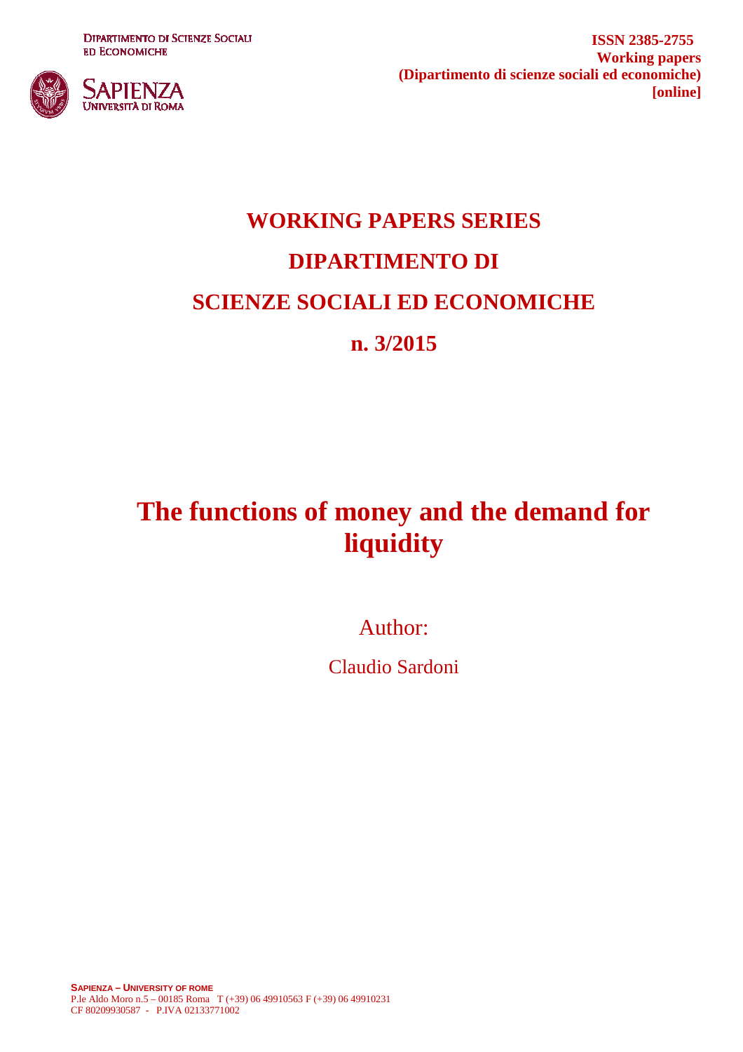DIPARTIMENTO DI SCIENZE SOCIALI ED ECONOMICHE

SAPIENZA UNIVERSITÀ DI ROMA

**ISSN 2385-2755**
**Working papers**
**(Dipartimento di scienze sociali ed economiche)**
**[online]**

# WORKING PAPERS SERIES

# DIPARTIMENTO DI

# SCIENZE SOCIALI ED ECONOMICHE

# n. 3/2015

# The functions of money and the demand for liquidity

Author:

Claudio Sardoni

**SAPIENZA – UNIVERSITY OF ROME**
P.le Aldo Moro n.5 – 00185 Roma T (+39) 06 49910563 F (+39) 06 49910231
CF 80209930587 - P.IVA 02133771002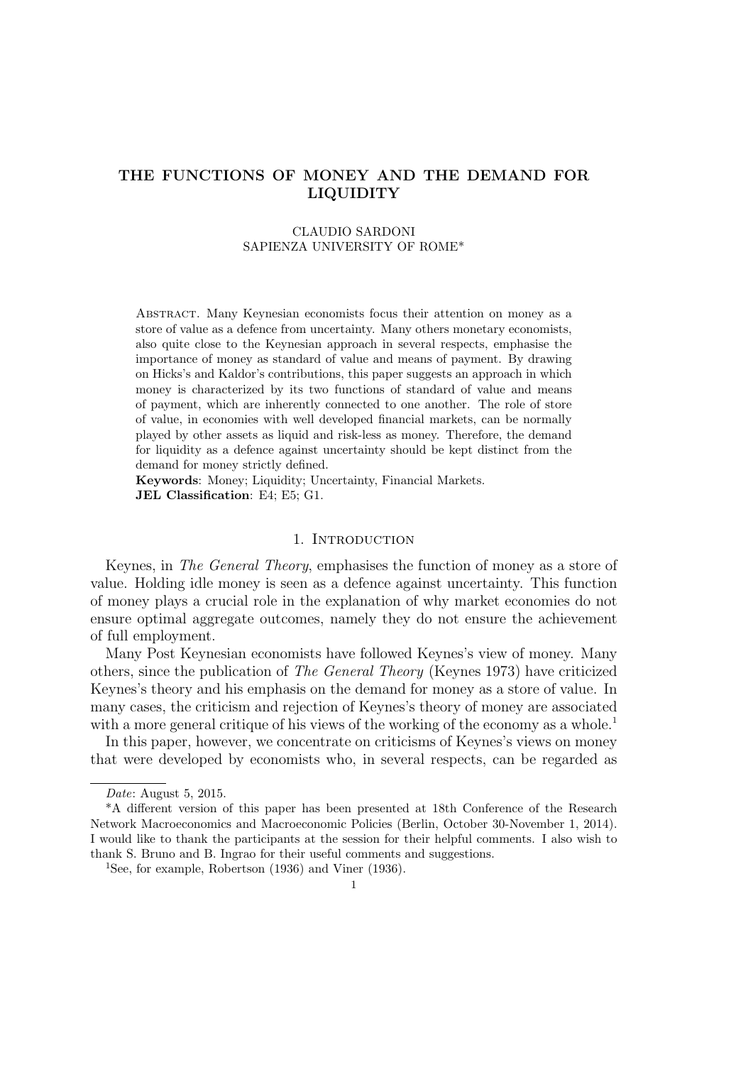# THE FUNCTIONS OF MONEY AND THE DEMAND FOR LIQUIDITY

CLAUDIO SARDONI
SAPIENZA UNIVERSITY OF ROME*

Abstract. Many Keynesian economists focus their attention on money as a store of value as a defence from uncertainty. Many others monetary economists, also quite close to the Keynesian approach in several respects, emphasise the importance of money as standard of value and means of payment. By drawing on Hicks's and Kaldor's contributions, this paper suggests an approach in which money is characterized by its two functions of standard of value and means of payment, which are inherently connected to one another. The role of store of value, in economies with well developed financial markets, can be normally played by other assets as liquid and risk-less as money. Therefore, the demand for liquidity as a defence against uncertainty should be kept distinct from the demand for money strictly defined.

**Keywords**: Money; Liquidity; Uncertainty, Financial Markets.
**JEL Classification**: E4; E5; G1.

## 1. Introduction

Keynes, in *The General Theory*, emphasises the function of money as a store of value. Holding idle money is seen as a defence against uncertainty. This function of money plays a crucial role in the explanation of why market economies do not ensure optimal aggregate outcomes, namely they do not ensure the achievement of full employment.

Many Post Keynesian economists have followed Keynes's view of money. Many others, since the publication of *The General Theory* (Keynes 1973) have criticized Keynes's theory and his emphasis on the demand for money as a store of value. In many cases, the criticism and rejection of Keynes's theory of money are associated with a more general critique of his views of the working of the economy as a whole.[1]

In this paper, however, we concentrate on criticisms of Keynes's views on money that were developed by economists who, in several respects, can be regarded as

---

*Date*: August 5, 2015.

*A different version of this paper has been presented at 18th Conference of the Research Network Macroeconomics and Macroeconomic Policies (Berlin, October 30-November 1, 2014). I would like to thank the participants at the session for their helpful comments. I also wish to thank S. Bruno and B. Ingrao for their useful comments and suggestions.

[1] See, for example, Robertson (1936) and Viner (1936).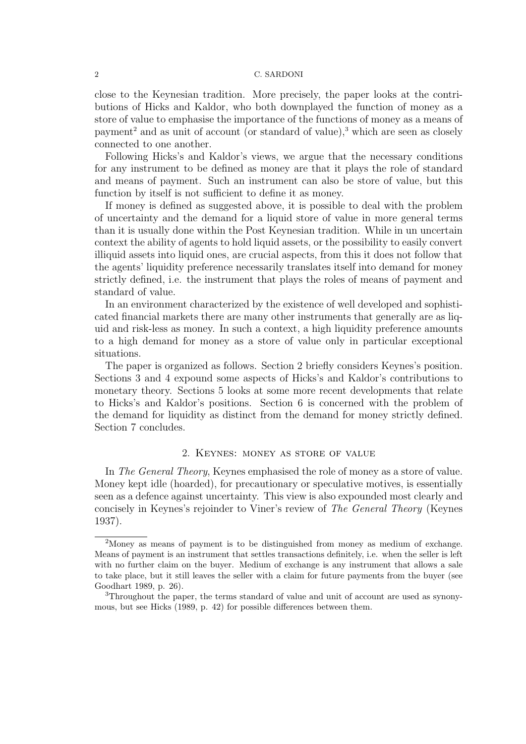close to the Keynesian tradition. More precisely, the paper looks at the contributions of Hicks and Kaldor, who both downplayed the function of money as a store of value to emphasise the importance of the functions of money as a means of payment[2] and as unit of account (or standard of value),[3] which are seen as closely connected to one another.

Following Hicks's and Kaldor's views, we argue that the necessary conditions for any instrument to be defined as money are that it plays the role of standard and means of payment. Such an instrument can also be store of value, but this function by itself is not sufficient to define it as money.

If money is defined as suggested above, it is possible to deal with the problem of uncertainty and the demand for a liquid store of value in more general terms than it is usually done within the Post Keynesian tradition. While in un uncertain context the ability of agents to hold liquid assets, or the possibility to easily convert illiquid assets into liquid ones, are crucial aspects, from this it does not follow that the agents' liquidity preference necessarily translates itself into demand for money strictly defined, i.e. the instrument that plays the roles of means of payment and standard of value.

In an environment characterized by the existence of well developed and sophisticated financial markets there are many other instruments that generally are as liquid and risk-less as money. In such a context, a high liquidity preference amounts to a high demand for money as a store of value only in particular exceptional situations.

The paper is organized as follows. Section 2 briefly considers Keynes's position. Sections 3 and 4 expound some aspects of Hicks's and Kaldor's contributions to monetary theory. Sections 5 looks at some more recent developments that relate to Hicks's and Kaldor's positions. Section 6 is concerned with the problem of the demand for liquidity as distinct from the demand for money strictly defined. Section 7 concludes.

## 2. Keynes: money as store of value

In *The General Theory*, Keynes emphasised the role of money as a store of value. Money kept idle (hoarded), for precautionary or speculative motives, is essentially seen as a defence against uncertainty. This view is also expounded most clearly and concisely in Keynes's rejoinder to Viner's review of *The General Theory* (Keynes 1937).

---

[2] Money as means of payment is to be distinguished from money as medium of exchange. Means of payment is an instrument that settles transactions definitely, i.e. when the seller is left with no further claim on the buyer. Medium of exchange is any instrument that allows a sale to take place, but it still leaves the seller with a claim for future payments from the buyer (see Goodhart 1989, p. 26).

[3] Throughout the paper, the terms standard of value and unit of account are used as synonymous, but see Hicks (1989, p. 42) for possible differences between them.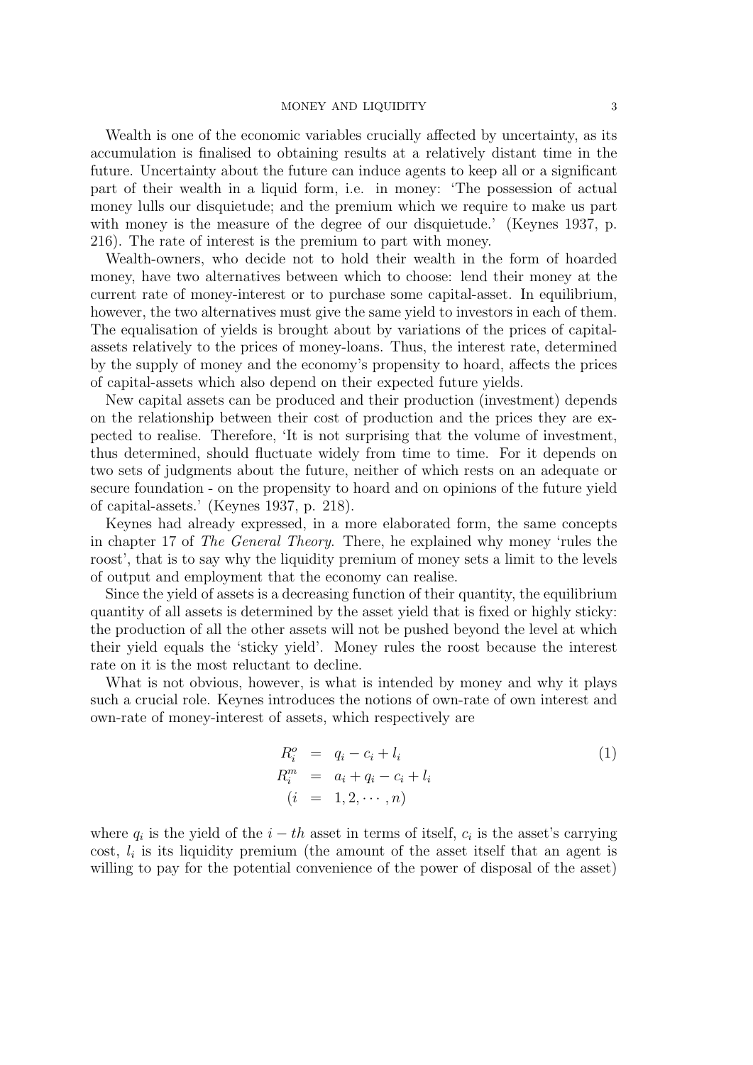Wealth is one of the economic variables crucially affected by uncertainty, as its accumulation is finalised to obtaining results at a relatively distant time in the future. Uncertainty about the future can induce agents to keep all or a significant part of their wealth in a liquid form, i.e. in money: 'The possession of actual money lulls our disquietude; and the premium which we require to make us part with money is the measure of the degree of our disquietude.' (Keynes 1937, p. 216). The rate of interest is the premium to part with money.

Wealth-owners, who decide not to hold their wealth in the form of hoarded money, have two alternatives between which to choose: lend their money at the current rate of money-interest or to purchase some capital-asset. In equilibrium, however, the two alternatives must give the same yield to investors in each of them. The equalisation of yields is brought about by variations of the prices of capital-assets relatively to the prices of money-loans. Thus, the interest rate, determined by the supply of money and the economy's propensity to hoard, affects the prices of capital-assets which also depend on their expected future yields.

New capital assets can be produced and their production (investment) depends on the relationship between their cost of production and the prices they are expected to realise. Therefore, 'It is not surprising that the volume of investment, thus determined, should fluctuate widely from time to time. For it depends on two sets of judgments about the future, neither of which rests on an adequate or secure foundation - on the propensity to hoard and on opinions of the future yield of capital-assets.' (Keynes 1937, p. 218).

Keynes had already expressed, in a more elaborated form, the same concepts in chapter 17 of *The General Theory.* There, he explained why money 'rules the roost', that is to say why the liquidity premium of money sets a limit to the levels of output and employment that the economy can realise.

Since the yield of assets is a decreasing function of their quantity, the equilibrium quantity of all assets is determined by the asset yield that is fixed or highly sticky: the production of all the other assets will not be pushed beyond the level at which their yield equals the 'sticky yield'. Money rules the roost because the interest rate on it is the most reluctant to decline.

What is not obvious, however, is what is intended by money and why it plays such a crucial role. Keynes introduces the notions of own-rate of own interest and own-rate of money-interest of assets, which respectively are

$$
\begin{aligned}
R_i^o &= q_i - c_i + l_i \\
R_i^m &= a_i + q_i - c_i + l_i \\
(i &= 1, 2, \cdots, n)
\end{aligned}
\tag{1}
$$

where $q_i$ is the yield of the $i-th$ asset in terms of itself, $c_i$ is the asset's carrying cost, $l_i$ is its liquidity premium (the amount of the asset itself that an agent is willing to pay for the potential convenience of the power of disposal of the asset)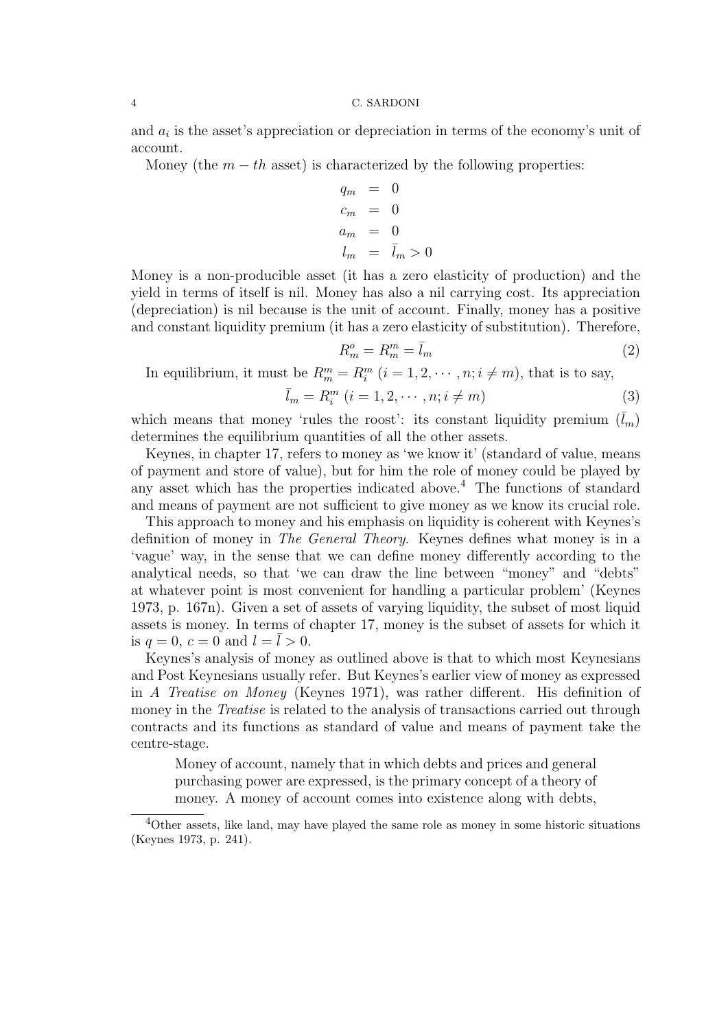and $a_i$ is the asset's appreciation or depreciation in terms of the economy's unit of account.

Money (the $m-th$ asset) is characterized by the following properties:

$$
\begin{aligned}
q_m &= 0 \\
c_m &= 0 \\
a_m &= 0 \\
l_m &= \bar{l}_m > 0
\end{aligned}
$$

Money is a non-producible asset (it has a zero elasticity of production) and the yield in terms of itself is nil. Money has also a nil carrying cost. Its appreciation (depreciation) is nil because is the unit of account. Finally, money has a positive and constant liquidity premium (it has a zero elasticity of substitution). Therefore,

$$R_m^o = R_m^m = \bar{l}_m \tag{2}$$

In equilibrium, it must be $R_m^m = R_i^m$ ($i = 1, 2, \cdots, n; i \neq m$), that is to say,

$$\bar{l}_m = R_i^m \; (i = 1, 2, \cdots, n; i \neq m) \tag{3}$$

which means that money 'rules the roost': its constant liquidity premium ($\bar{l}_m$) determines the equilibrium quantities of all the other assets.

Keynes, in chapter 17, refers to money as 'we know it' (standard of value, means of payment and store of value), but for him the role of money could be played by any asset which has the properties indicated above.[4] The functions of standard and means of payment are not sufficient to give money as we know its crucial role.

This approach to money and his emphasis on liquidity is coherent with Keynes's definition of money in *The General Theory*. Keynes defines what money is in a 'vague' way, in the sense that we can define money differently according to the analytical needs, so that 'we can draw the line between "money" and "debts" at whatever point is most convenient for handling a particular problem' (Keynes 1973, p. 167n). Given a set of assets of varying liquidity, the subset of most liquid assets is money. In terms of chapter 17, money is the subset of assets for which it is $q = 0$, $c = 0$ and $l = \bar{l} > 0$.

Keynes's analysis of money as outlined above is that to which most Keynesians and Post Keynesians usually refer. But Keynes's earlier view of money as expressed in *A Treatise on Money* (Keynes 1971), was rather different. His definition of money in the *Treatise* is related to the analysis of transactions carried out through contracts and its functions as standard of value and means of payment take the centre-stage.

> Money of account, namely that in which debts and prices and general purchasing power are expressed, is the primary concept of a theory of money. A money of account comes into existence along with debts,

[4] Other assets, like land, may have played the same role as money in some historic situations (Keynes 1973, p. 241).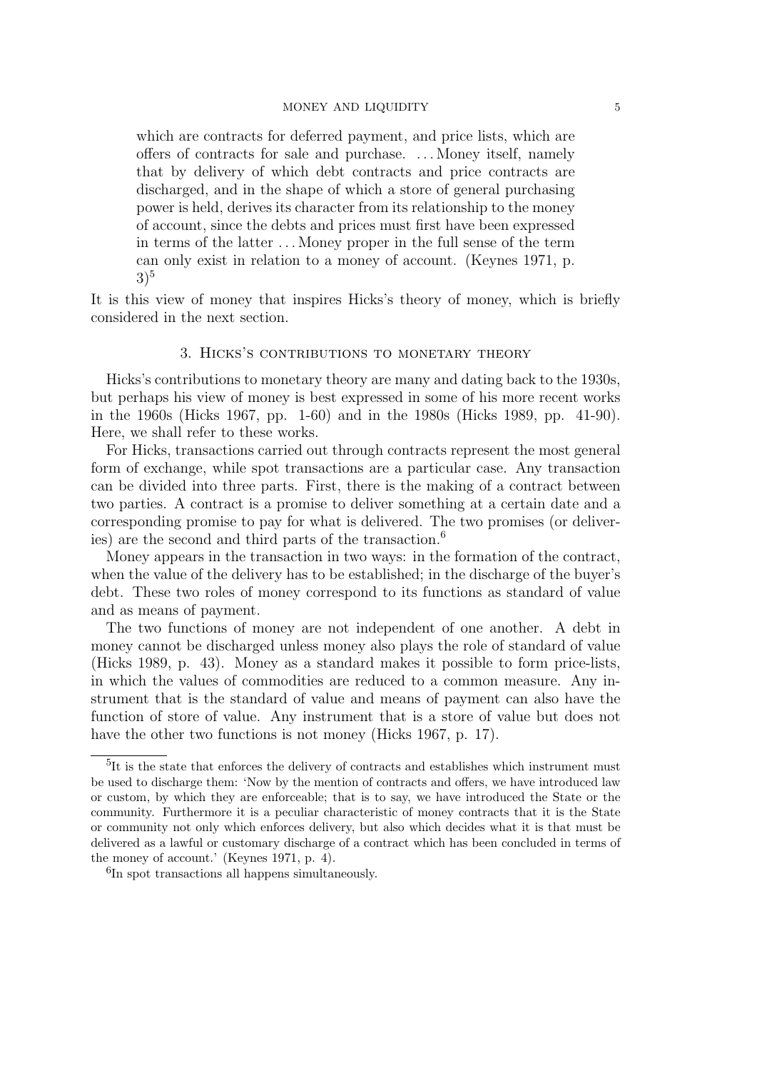> which are contracts for deferred payment, and price lists, which are offers of contracts for sale and purchase. ... Money itself, namely that by delivery of which debt contracts and price contracts are discharged, and in the shape of which a store of general purchasing power is held, derives its character from its relationship to the money of account, since the debts and prices must first have been expressed in terms of the latter ... Money proper in the full sense of the term can only exist in relation to a money of account. (Keynes 1971, p. 3)[5]

It is this view of money that inspires Hicks's theory of money, which is briefly considered in the next section.

## 3. Hicks's contributions to monetary theory

Hicks's contributions to monetary theory are many and dating back to the 1930s, but perhaps his view of money is best expressed in some of his more recent works in the 1960s (Hicks 1967, pp. 1-60) and in the 1980s (Hicks 1989, pp. 41-90). Here, we shall refer to these works.

For Hicks, transactions carried out through contracts represent the most general form of exchange, while spot transactions are a particular case. Any transaction can be divided into three parts. First, there is the making of a contract between two parties. A contract is a promise to deliver something at a certain date and a corresponding promise to pay for what is delivered. The two promises (or deliveries) are the second and third parts of the transaction.[6]

Money appears in the transaction in two ways: in the formation of the contract, when the value of the delivery has to be established; in the discharge of the buyer's debt. These two roles of money correspond to its functions as standard of value and as means of payment.

The two functions of money are not independent of one another. A debt in money cannot be discharged unless money also plays the role of standard of value (Hicks 1989, p. 43). Money as a standard makes it possible to form price-lists, in which the values of commodities are reduced to a common measure. Any instrument that is the standard of value and means of payment can also have the function of store of value. Any instrument that is a store of value but does not have the other two functions is not money (Hicks 1967, p. 17).

---

[5] It is the state that enforces the delivery of contracts and establishes which instrument must be used to discharge them: 'Now by the mention of contracts and offers, we have introduced law or custom, by which they are enforceable; that is to say, we have introduced the State or the community. Furthermore it is a peculiar characteristic of money contracts that it is the State or community not only which enforces delivery, but also which decides what it is that must be delivered as a lawful or customary discharge of a contract which has been concluded in terms of the money of account.' (Keynes 1971, p. 4).

[6] In spot transactions all happens simultaneously.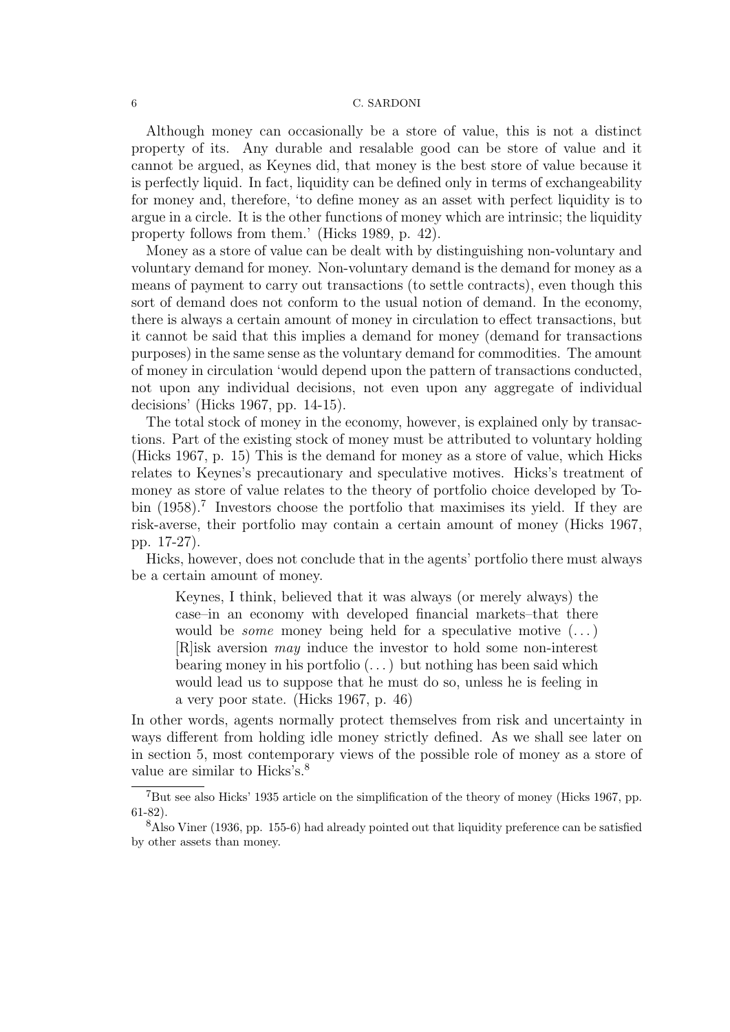Although money can occasionally be a store of value, this is not a distinct property of its. Any durable and resalable good can be store of value and it cannot be argued, as Keynes did, that money is the best store of value because it is perfectly liquid. In fact, liquidity can be defined only in terms of exchangeability for money and, therefore, 'to define money as an asset with perfect liquidity is to argue in a circle. It is the other functions of money which are intrinsic; the liquidity property follows from them.' (Hicks 1989, p. 42).

Money as a store of value can be dealt with by distinguishing non-voluntary and voluntary demand for money. Non-voluntary demand is the demand for money as a means of payment to carry out transactions (to settle contracts), even though this sort of demand does not conform to the usual notion of demand. In the economy, there is always a certain amount of money in circulation to effect transactions, but it cannot be said that this implies a demand for money (demand for transactions purposes) in the same sense as the voluntary demand for commodities. The amount of money in circulation 'would depend upon the pattern of transactions conducted, not upon any individual decisions, not even upon any aggregate of individual decisions' (Hicks 1967, pp. 14-15).

The total stock of money in the economy, however, is explained only by transactions. Part of the existing stock of money must be attributed to voluntary holding (Hicks 1967, p. 15) This is the demand for money as a store of value, which Hicks relates to Keynes's precautionary and speculative motives. Hicks's treatment of money as store of value relates to the theory of portfolio choice developed by Tobin (1958).[7] Investors choose the portfolio that maximises its yield. If they are risk-averse, their portfolio may contain a certain amount of money (Hicks 1967, pp. 17-27).

Hicks, however, does not conclude that in the agents' portfolio there must always be a certain amount of money.

> Keynes, I think, believed that it was always (or merely always) the case–in an economy with developed financial markets–that there would be *some* money being held for a speculative motive (...) [R]isk aversion *may* induce the investor to hold some non-interest bearing money in his portfolio (...) but nothing has been said which would lead us to suppose that he must do so, unless he is feeling in a very poor state. (Hicks 1967, p. 46)

In other words, agents normally protect themselves from risk and uncertainty in ways different from holding idle money strictly defined. As we shall see later on in section 5, most contemporary views of the possible role of money as a store of value are similar to Hicks's.[8]

---

[7] But see also Hicks' 1935 article on the simplification of the theory of money (Hicks 1967, pp. 61-82).

[8] Also Viner (1936, pp. 155-6) had already pointed out that liquidity preference can be satisfied by other assets than money.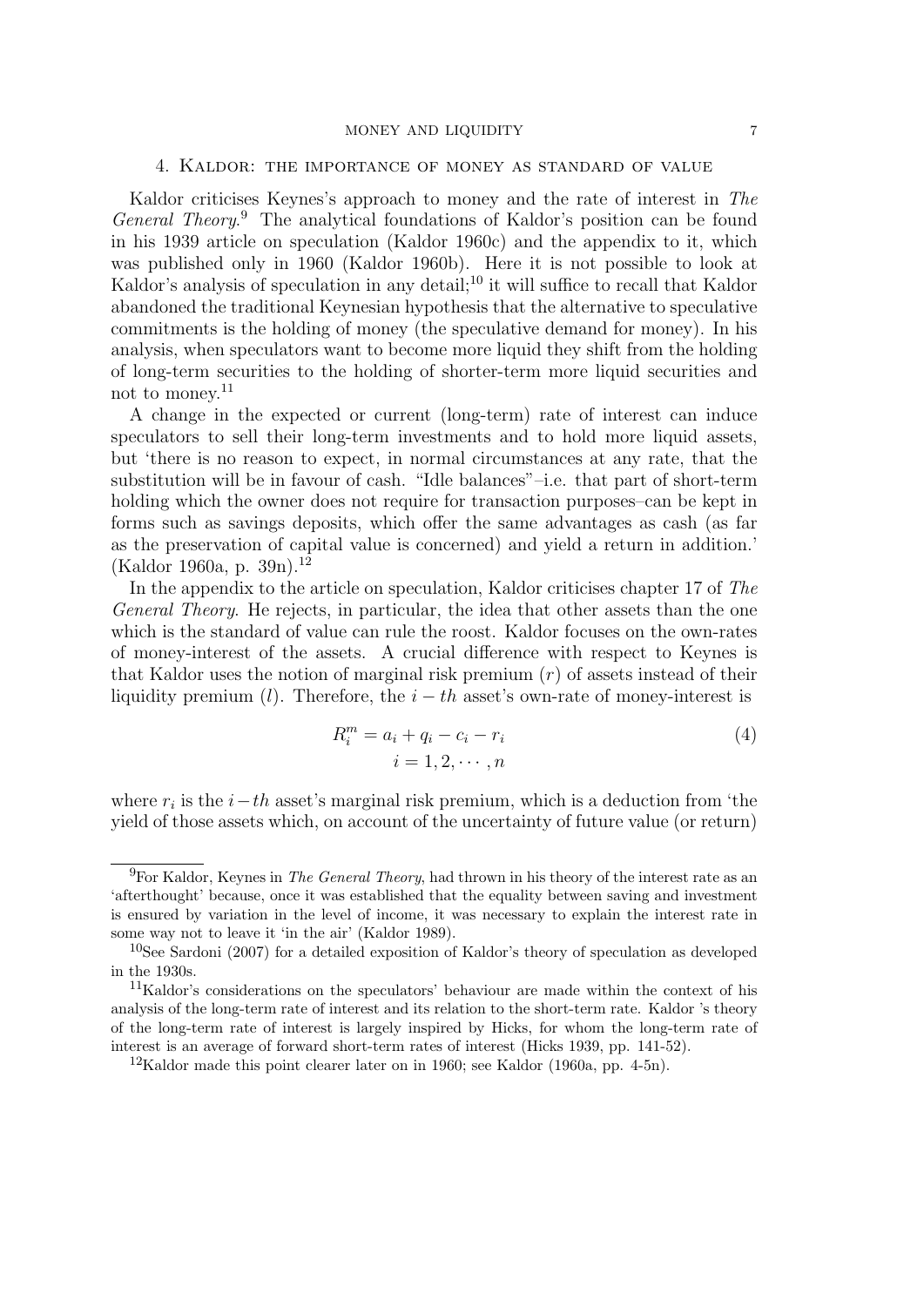## 4. Kaldor: the importance of money as standard of value

Kaldor criticises Keynes's approach to money and the rate of interest in *The General Theory*.[9] The analytical foundations of Kaldor's position can be found in his 1939 article on speculation (Kaldor 1960c) and the appendix to it, which was published only in 1960 (Kaldor 1960b). Here it is not possible to look at Kaldor's analysis of speculation in any detail;[10] it will suffice to recall that Kaldor abandoned the traditional Keynesian hypothesis that the alternative to speculative commitments is the holding of money (the speculative demand for money). In his analysis, when speculators want to become more liquid they shift from the holding of long-term securities to the holding of shorter-term more liquid securities and not to money.[11]

A change in the expected or current (long-term) rate of interest can induce speculators to sell their long-term investments and to hold more liquid assets, but 'there is no reason to expect, in normal circumstances at any rate, that the substitution will be in favour of cash. "Idle balances"–i.e. that part of short-term holding which the owner does not require for transaction purposes–can be kept in forms such as savings deposits, which offer the same advantages as cash (as far as the preservation of capital value is concerned) and yield a return in addition.' (Kaldor 1960a, p. 39n).[12]

In the appendix to the article on speculation, Kaldor criticises chapter 17 of *The General Theory*. He rejects, in particular, the idea that other assets than the one which is the standard of value can rule the roost. Kaldor focuses on the own-rates of money-interest of the assets. A crucial difference with respect to Keynes is that Kaldor uses the notion of marginal risk premium ($r$) of assets instead of their liquidity premium ($l$). Therefore, the $i-th$ asset's own-rate of money-interest is

$$R_i^m = a_i + q_i - c_i - r_i \qquad (4)$$
$$i = 1, 2, \cdots, n$$

where $r_i$ is the $i-th$ asset's marginal risk premium, which is a deduction from 'the yield of those assets which, on account of the uncertainty of future value (or return)

---

[9] For Kaldor, Keynes in *The General Theory*, had thrown in his theory of the interest rate as an 'afterthought' because, once it was established that the equality between saving and investment is ensured by variation in the level of income, it was necessary to explain the interest rate in some way not to leave it 'in the air' (Kaldor 1989).

[10] See Sardoni (2007) for a detailed exposition of Kaldor's theory of speculation as developed in the 1930s.

[11] Kaldor's considerations on the speculators' behaviour are made within the context of his analysis of the long-term rate of interest and its relation to the short-term rate. Kaldor 's theory of the long-term rate of interest is largely inspired by Hicks, for whom the long-term rate of interest is an average of forward short-term rates of interest (Hicks 1939, pp. 141-52).

[12] Kaldor made this point clearer later on in 1960; see Kaldor (1960a, pp. 4-5n).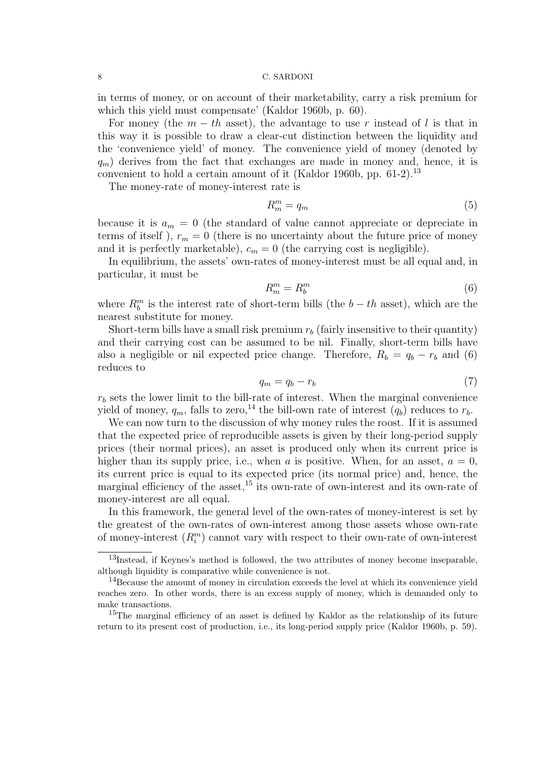in terms of money, or on account of their marketability, carry a risk premium for which this yield must compensate' (Kaldor 1960b, p. 60).

For money (the $m-th$ asset), the advantage to use $r$ instead of $l$ is that in this way it is possible to draw a clear-cut distinction between the liquidity and the 'convenience yield' of money. The convenience yield of money (denoted by $q_m$) derives from the fact that exchanges are made in money and, hence, it is convenient to hold a certain amount of it (Kaldor 1960b, pp. 61-2).[13]

The money-rate of money-interest rate is

$$R_m^m = q_m \tag{5}$$

because it is $a_m = 0$ (the standard of value cannot appreciate or depreciate in terms of itself ), $r_m = 0$ (there is no uncertainty about the future price of money and it is perfectly marketable), $c_m = 0$ (the carrying cost is negligible).

In equilibrium, the assets' own-rates of money-interest must be all equal and, in particular, it must be

$$R_m^m = R_b^m \tag{6}$$

where $R_b^m$ is the interest rate of short-term bills (the $b-th$ asset), which are the nearest substitute for money.

Short-term bills have a small risk premium $r_b$ (fairly insensitive to their quantity) and their carrying cost can be assumed to be nil. Finally, short-term bills have also a negligible or nil expected price change. Therefore, $R_b = q_b - r_b$ and (6) reduces to

$$q_m = q_b - r_b \tag{7}$$

$r_b$ sets the lower limit to the bill-rate of interest. When the marginal convenience yield of money, $q_m$, falls to zero,[14] the bill-own rate of interest ($q_b$) reduces to $r_b$.

We can now turn to the discussion of why money rules the roost. If it is assumed that the expected price of reproducible assets is given by their long-period supply prices (their normal prices), an asset is produced only when its current price is higher than its supply price, i.e., when $a$ is positive. When, for an asset, $a = 0$, its current price is equal to its expected price (its normal price) and, hence, the marginal efficiency of the asset,[15] its own-rate of own-interest and its own-rate of money-interest are all equal.

In this framework, the general level of the own-rates of money-interest is set by the greatest of the own-rates of own-interest among those assets whose own-rate of money-interest ($R_i^m$) cannot vary with respect to their own-rate of own-interest

---

[13] Instead, if Keynes's method is followed, the two attributes of money become inseparable, although liquidity is comparative while convenience is not.

[14] Because the amount of money in circulation exceeds the level at which its convenience yield reaches zero. In other words, there is an excess supply of money, which is demanded only to make transactions.

[15] The marginal efficiency of an asset is defined by Kaldor as the relationship of its future return to its present cost of production, i.e., its long-period supply price (Kaldor 1960b, p. 59).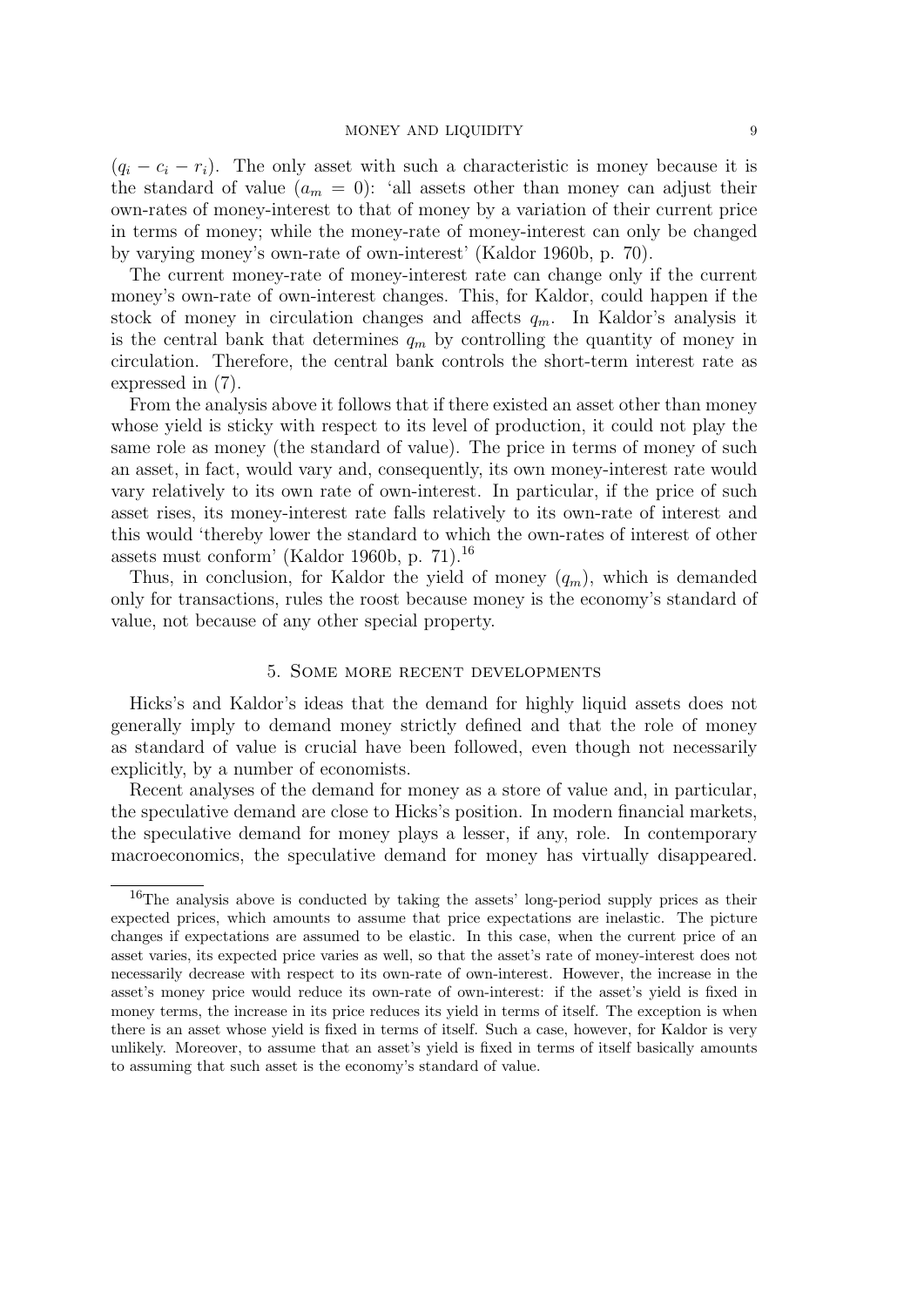$(q_i - c_i - r_i)$. The only asset with such a characteristic is money because it is the standard of value ($a_m = 0$): 'all assets other than money can adjust their own-rates of money-interest to that of money by a variation of their current price in terms of money; while the money-rate of money-interest can only be changed by varying money's own-rate of own-interest' (Kaldor 1960b, p. 70).

The current money-rate of money-interest rate can change only if the current money's own-rate of own-interest changes. This, for Kaldor, could happen if the stock of money in circulation changes and affects $q_m$. In Kaldor's analysis it is the central bank that determines $q_m$ by controlling the quantity of money in circulation. Therefore, the central bank controls the short-term interest rate as expressed in (7).

From the analysis above it follows that if there existed an asset other than money whose yield is sticky with respect to its level of production, it could not play the same role as money (the standard of value). The price in terms of money of such an asset, in fact, would vary and, consequently, its own money-interest rate would vary relatively to its own rate of own-interest. In particular, if the price of such asset rises, its money-interest rate falls relatively to its own-rate of interest and this would 'thereby lower the standard to which the own-rates of interest of other assets must conform' (Kaldor 1960b, p. 71).[16]

Thus, in conclusion, for Kaldor the yield of money ($q_m$), which is demanded only for transactions, rules the roost because money is the economy's standard of value, not because of any other special property.

## 5. Some more recent developments

Hicks's and Kaldor's ideas that the demand for highly liquid assets does not generally imply to demand money strictly defined and that the role of money as standard of value is crucial have been followed, even though not necessarily explicitly, by a number of economists.

Recent analyses of the demand for money as a store of value and, in particular, the speculative demand are close to Hicks's position. In modern financial markets, the speculative demand for money plays a lesser, if any, role. In contemporary macroeconomics, the speculative demand for money has virtually disappeared.

---

[16] The analysis above is conducted by taking the assets' long-period supply prices as their expected prices, which amounts to assume that price expectations are inelastic. The picture changes if expectations are assumed to be elastic. In this case, when the current price of an asset varies, its expected price varies as well, so that the asset's rate of money-interest does not necessarily decrease with respect to its own-rate of own-interest. However, the increase in the asset's money price would reduce its own-rate of own-interest: if the asset's yield is fixed in money terms, the increase in its price reduces its yield in terms of itself. The exception is when there is an asset whose yield is fixed in terms of itself. Such a case, however, for Kaldor is very unlikely. Moreover, to assume that an asset's yield is fixed in terms of itself basically amounts to assuming that such asset is the economy's standard of value.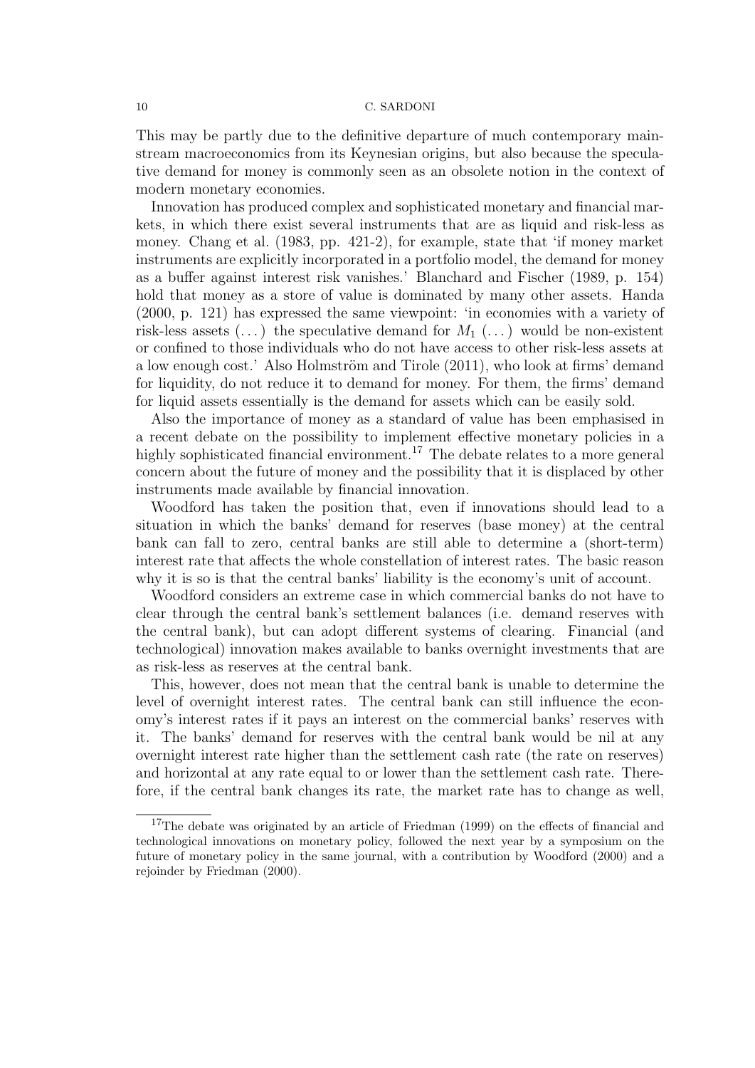This may be partly due to the definitive departure of much contemporary mainstream macroeconomics from its Keynesian origins, but also because the speculative demand for money is commonly seen as an obsolete notion in the context of modern monetary economies.

Innovation has produced complex and sophisticated monetary and financial markets, in which there exist several instruments that are as liquid and risk-less as money. Chang et al. (1983, pp. 421-2), for example, state that 'if money market instruments are explicitly incorporated in a portfolio model, the demand for money as a buffer against interest risk vanishes.' Blanchard and Fischer (1989, p. 154) hold that money as a store of value is dominated by many other assets. Handa (2000, p. 121) has expressed the same viewpoint: 'in economies with a variety of risk-less assets (...) the speculative demand for $M_1$ (...) would be non-existent or confined to those individuals who do not have access to other risk-less assets at a low enough cost.' Also Holmström and Tirole (2011), who look at firms' demand for liquidity, do not reduce it to demand for money. For them, the firms' demand for liquid assets essentially is the demand for assets which can be easily sold.

Also the importance of money as a standard of value has been emphasised in a recent debate on the possibility to implement effective monetary policies in a highly sophisticated financial environment.[17] The debate relates to a more general concern about the future of money and the possibility that it is displaced by other instruments made available by financial innovation.

Woodford has taken the position that, even if innovations should lead to a situation in which the banks' demand for reserves (base money) at the central bank can fall to zero, central banks are still able to determine a (short-term) interest rate that affects the whole constellation of interest rates. The basic reason why it is so is that the central banks' liability is the economy's unit of account.

Woodford considers an extreme case in which commercial banks do not have to clear through the central bank's settlement balances (i.e. demand reserves with the central bank), but can adopt different systems of clearing. Financial (and technological) innovation makes available to banks overnight investments that are as risk-less as reserves at the central bank.

This, however, does not mean that the central bank is unable to determine the level of overnight interest rates. The central bank can still influence the economy's interest rates if it pays an interest on the commercial banks' reserves with it. The banks' demand for reserves with the central bank would be nil at any overnight interest rate higher than the settlement cash rate (the rate on reserves) and horizontal at any rate equal to or lower than the settlement cash rate. Therefore, if the central bank changes its rate, the market rate has to change as well,

[17] The debate was originated by an article of Friedman (1999) on the effects of financial and technological innovations on monetary policy, followed the next year by a symposium on the future of monetary policy in the same journal, with a contribution by Woodford (2000) and a rejoinder by Friedman (2000).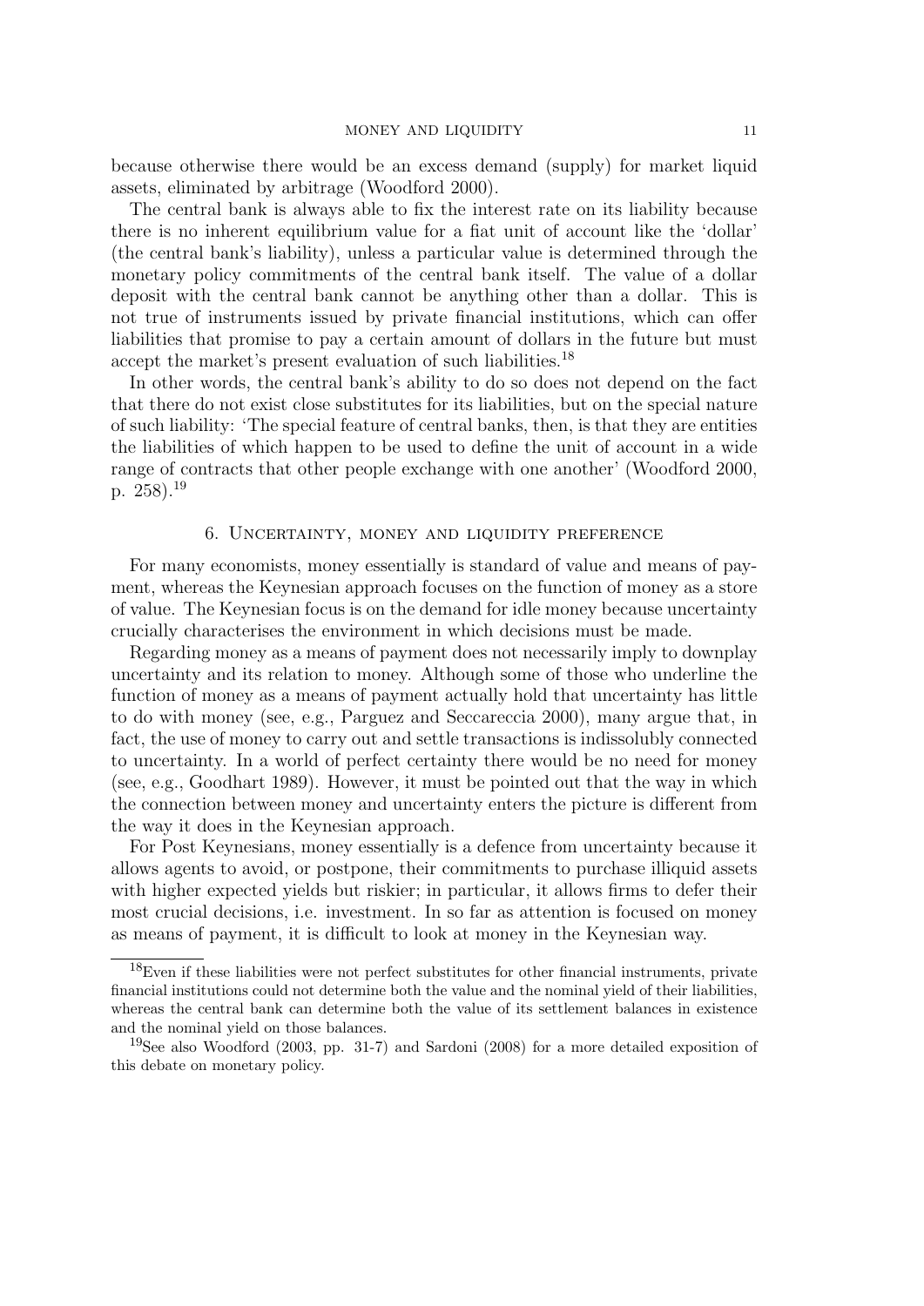because otherwise there would be an excess demand (supply) for market liquid assets, eliminated by arbitrage (Woodford 2000).

The central bank is always able to fix the interest rate on its liability because there is no inherent equilibrium value for a fiat unit of account like the 'dollar' (the central bank's liability), unless a particular value is determined through the monetary policy commitments of the central bank itself. The value of a dollar deposit with the central bank cannot be anything other than a dollar. This is not true of instruments issued by private financial institutions, which can offer liabilities that promise to pay a certain amount of dollars in the future but must accept the market's present evaluation of such liabilities.[18]

In other words, the central bank's ability to do so does not depend on the fact that there do not exist close substitutes for its liabilities, but on the special nature of such liability: 'The special feature of central banks, then, is that they are entities the liabilities of which happen to be used to define the unit of account in a wide range of contracts that other people exchange with one another' (Woodford 2000, p. 258).[19]

## 6. Uncertainty, money and liquidity preference

For many economists, money essentially is standard of value and means of payment, whereas the Keynesian approach focuses on the function of money as a store of value. The Keynesian focus is on the demand for idle money because uncertainty crucially characterises the environment in which decisions must be made.

Regarding money as a means of payment does not necessarily imply to downplay uncertainty and its relation to money. Although some of those who underline the function of money as a means of payment actually hold that uncertainty has little to do with money (see, e.g., Parguez and Seccareccia 2000), many argue that, in fact, the use of money to carry out and settle transactions is indissolubly connected to uncertainty. In a world of perfect certainty there would be no need for money (see, e.g., Goodhart 1989). However, it must be pointed out that the way in which the connection between money and uncertainty enters the picture is different from the way it does in the Keynesian approach.

For Post Keynesians, money essentially is a defence from uncertainty because it allows agents to avoid, or postpone, their commitments to purchase illiquid assets with higher expected yields but riskier; in particular, it allows firms to defer their most crucial decisions, i.e. investment. In so far as attention is focused on money as means of payment, it is difficult to look at money in the Keynesian way.

---

[18] Even if these liabilities were not perfect substitutes for other financial instruments, private financial institutions could not determine both the value and the nominal yield of their liabilities, whereas the central bank can determine both the value of its settlement balances in existence and the nominal yield on those balances.

[19] See also Woodford (2003, pp. 31-7) and Sardoni (2008) for a more detailed exposition of this debate on monetary policy.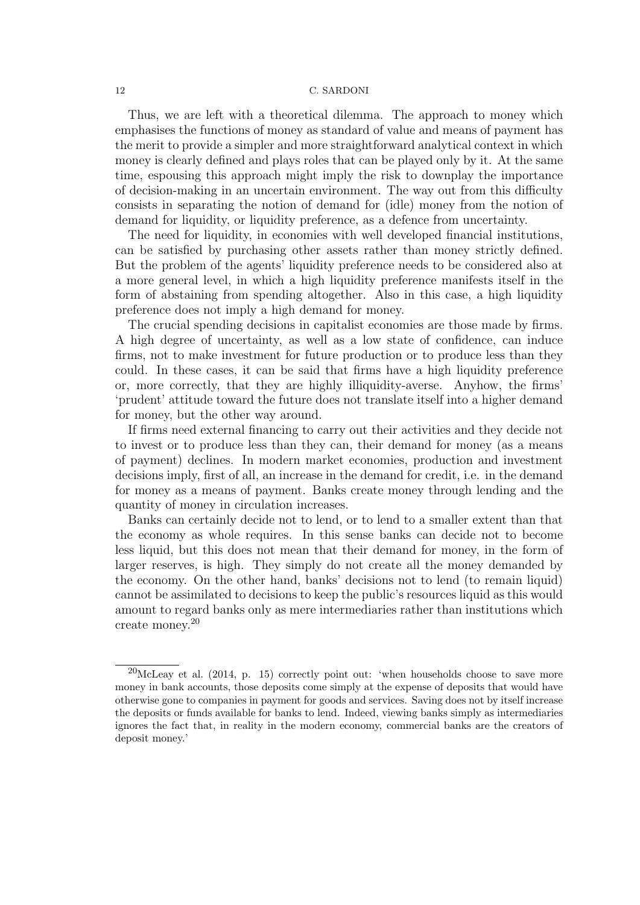Thus, we are left with a theoretical dilemma. The approach to money which emphasises the functions of money as standard of value and means of payment has the merit to provide a simpler and more straightforward analytical context in which money is clearly defined and plays roles that can be played only by it. At the same time, espousing this approach might imply the risk to downplay the importance of decision-making in an uncertain environment. The way out from this difficulty consists in separating the notion of demand for (idle) money from the notion of demand for liquidity, or liquidity preference, as a defence from uncertainty.

The need for liquidity, in economies with well developed financial institutions, can be satisfied by purchasing other assets rather than money strictly defined. But the problem of the agents' liquidity preference needs to be considered also at a more general level, in which a high liquidity preference manifests itself in the form of abstaining from spending altogether. Also in this case, a high liquidity preference does not imply a high demand for money.

The crucial spending decisions in capitalist economies are those made by firms. A high degree of uncertainty, as well as a low state of confidence, can induce firms, not to make investment for future production or to produce less than they could. In these cases, it can be said that firms have a high liquidity preference or, more correctly, that they are highly illiquidity-averse. Anyhow, the firms' 'prudent' attitude toward the future does not translate itself into a higher demand for money, but the other way around.

If firms need external financing to carry out their activities and they decide not to invest or to produce less than they can, their demand for money (as a means of payment) declines. In modern market economies, production and investment decisions imply, first of all, an increase in the demand for credit, i.e. in the demand for money as a means of payment. Banks create money through lending and the quantity of money in circulation increases.

Banks can certainly decide not to lend, or to lend to a smaller extent than that the economy as whole requires. In this sense banks can decide not to become less liquid, but this does not mean that their demand for money, in the form of larger reserves, is high. They simply do not create all the money demanded by the economy. On the other hand, banks' decisions not to lend (to remain liquid) cannot be assimilated to decisions to keep the public's resources liquid as this would amount to regard banks only as mere intermediaries rather than institutions which create money.[20]

---

[20] McLeay et al. (2014, p. 15) correctly point out: 'when households choose to save more money in bank accounts, those deposits come simply at the expense of deposits that would have otherwise gone to companies in payment for goods and services. Saving does not by itself increase the deposits or funds available for banks to lend. Indeed, viewing banks simply as intermediaries ignores the fact that, in reality in the modern economy, commercial banks are the creators of deposit money.'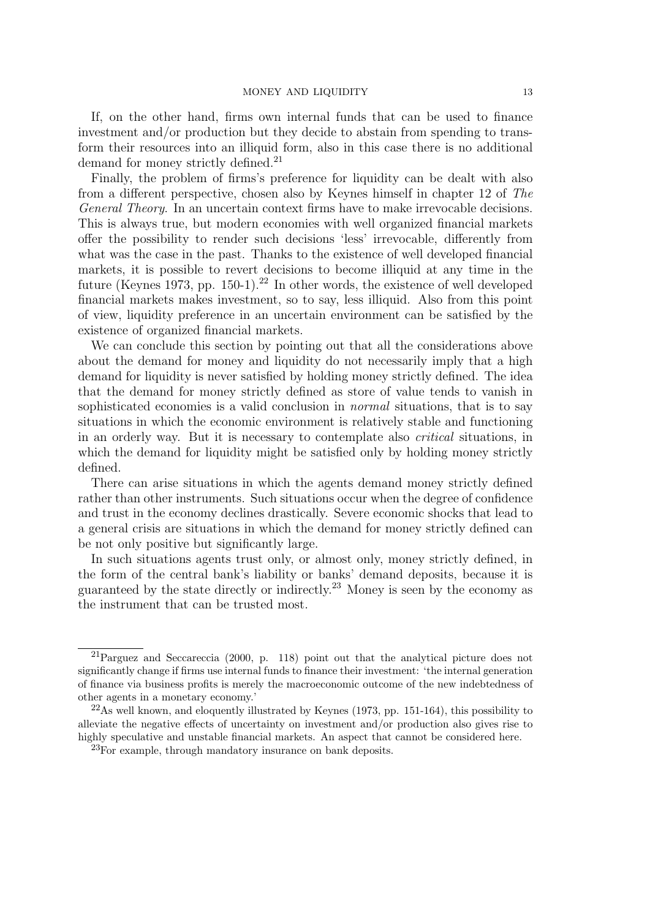If, on the other hand, firms own internal funds that can be used to finance investment and/or production but they decide to abstain from spending to transform their resources into an illiquid form, also in this case there is no additional demand for money strictly defined.[21]

Finally, the problem of firms's preference for liquidity can be dealt with also from a different perspective, chosen also by Keynes himself in chapter 12 of *The General Theory*. In an uncertain context firms have to make irrevocable decisions. This is always true, but modern economies with well organized financial markets offer the possibility to render such decisions 'less' irrevocable, differently from what was the case in the past. Thanks to the existence of well developed financial markets, it is possible to revert decisions to become illiquid at any time in the future (Keynes 1973, pp. 150-1).[22] In other words, the existence of well developed financial markets makes investment, so to say, less illiquid. Also from this point of view, liquidity preference in an uncertain environment can be satisfied by the existence of organized financial markets.

We can conclude this section by pointing out that all the considerations above about the demand for money and liquidity do not necessarily imply that a high demand for liquidity is never satisfied by holding money strictly defined. The idea that the demand for money strictly defined as store of value tends to vanish in sophisticated economies is a valid conclusion in *normal* situations, that is to say situations in which the economic environment is relatively stable and functioning in an orderly way. But it is necessary to contemplate also *critical* situations, in which the demand for liquidity might be satisfied only by holding money strictly defined.

There can arise situations in which the agents demand money strictly defined rather than other instruments. Such situations occur when the degree of confidence and trust in the economy declines drastically. Severe economic shocks that lead to a general crisis are situations in which the demand for money strictly defined can be not only positive but significantly large.

In such situations agents trust only, or almost only, money strictly defined, in the form of the central bank's liability or banks' demand deposits, because it is guaranteed by the state directly or indirectly.[23] Money is seen by the economy as the instrument that can be trusted most.

---

[21] Parguez and Seccareccia (2000, p. 118) point out that the analytical picture does not significantly change if firms use internal funds to finance their investment: 'the internal generation of finance via business profits is merely the macroeconomic outcome of the new indebtedness of other agents in a monetary economy.'

[22] As well known, and eloquently illustrated by Keynes (1973, pp. 151-164), this possibility to alleviate the negative effects of uncertainty on investment and/or production also gives rise to highly speculative and unstable financial markets. An aspect that cannot be considered here.

[23] For example, through mandatory insurance on bank deposits.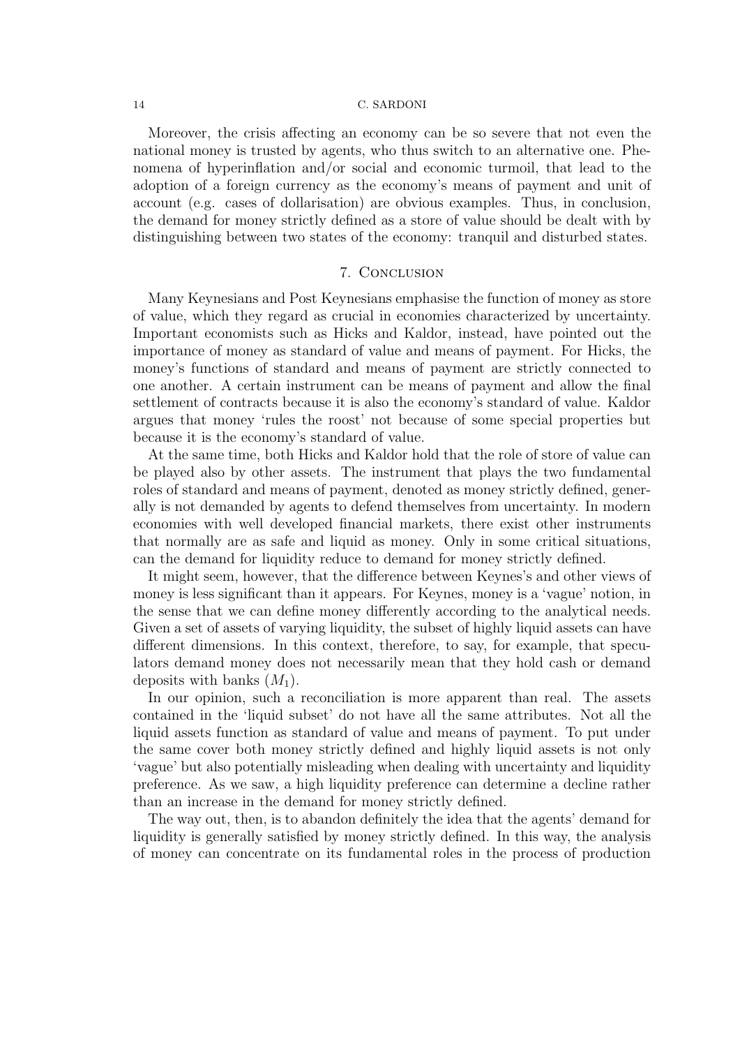Moreover, the crisis affecting an economy can be so severe that not even the national money is trusted by agents, who thus switch to an alternative one. Phenomena of hyperinflation and/or social and economic turmoil, that lead to the adoption of a foreign currency as the economy's means of payment and unit of account (e.g. cases of dollarisation) are obvious examples. Thus, in conclusion, the demand for money strictly defined as a store of value should be dealt with by distinguishing between two states of the economy: tranquil and disturbed states.

## 7. Conclusion

Many Keynesians and Post Keynesians emphasise the function of money as store of value, which they regard as crucial in economies characterized by uncertainty. Important economists such as Hicks and Kaldor, instead, have pointed out the importance of money as standard of value and means of payment. For Hicks, the money's functions of standard and means of payment are strictly connected to one another. A certain instrument can be means of payment and allow the final settlement of contracts because it is also the economy's standard of value. Kaldor argues that money 'rules the roost' not because of some special properties but because it is the economy's standard of value.

At the same time, both Hicks and Kaldor hold that the role of store of value can be played also by other assets. The instrument that plays the two fundamental roles of standard and means of payment, denoted as money strictly defined, generally is not demanded by agents to defend themselves from uncertainty. In modern economies with well developed financial markets, there exist other instruments that normally are as safe and liquid as money. Only in some critical situations, can the demand for liquidity reduce to demand for money strictly defined.

It might seem, however, that the difference between Keynes's and other views of money is less significant than it appears. For Keynes, money is a 'vague' notion, in the sense that we can define money differently according to the analytical needs. Given a set of assets of varying liquidity, the subset of highly liquid assets can have different dimensions. In this context, therefore, to say, for example, that speculators demand money does not necessarily mean that they hold cash or demand deposits with banks ($M_1$).

In our opinion, such a reconciliation is more apparent than real. The assets contained in the 'liquid subset' do not have all the same attributes. Not all the liquid assets function as standard of value and means of payment. To put under the same cover both money strictly defined and highly liquid assets is not only 'vague' but also potentially misleading when dealing with uncertainty and liquidity preference. As we saw, a high liquidity preference can determine a decline rather than an increase in the demand for money strictly defined.

The way out, then, is to abandon definitely the idea that the agents' demand for liquidity is generally satisfied by money strictly defined. In this way, the analysis of money can concentrate on its fundamental roles in the process of production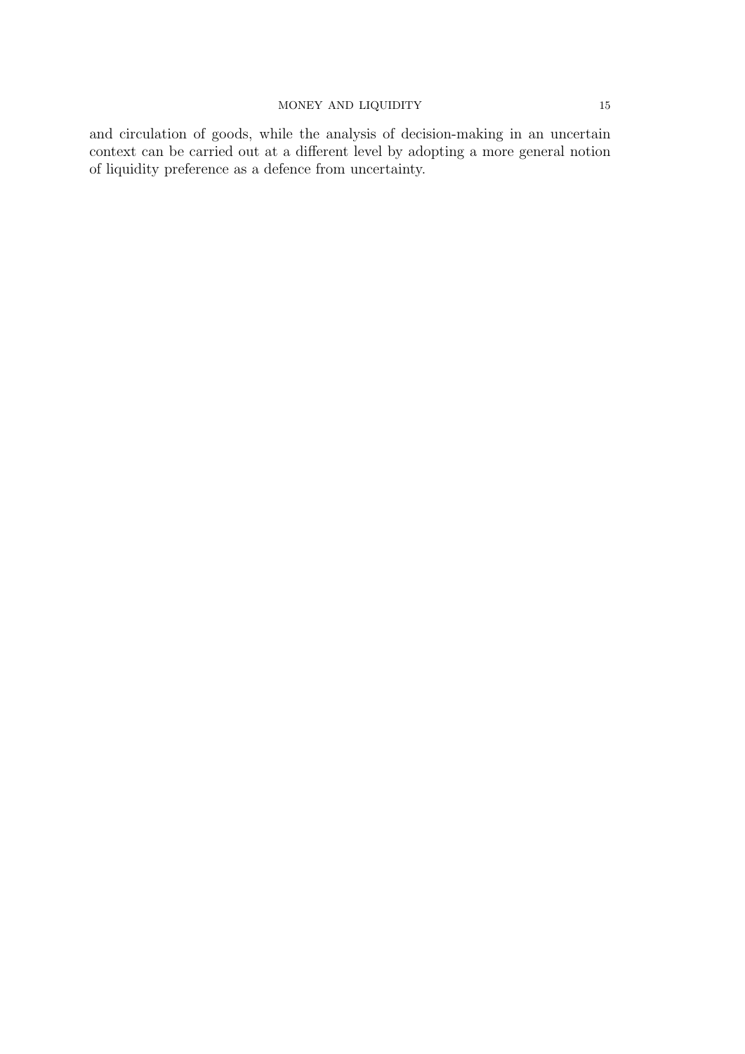and circulation of goods, while the analysis of decision-making in an uncertain context can be carried out at a different level by adopting a more general notion of liquidity preference as a defence from uncertainty.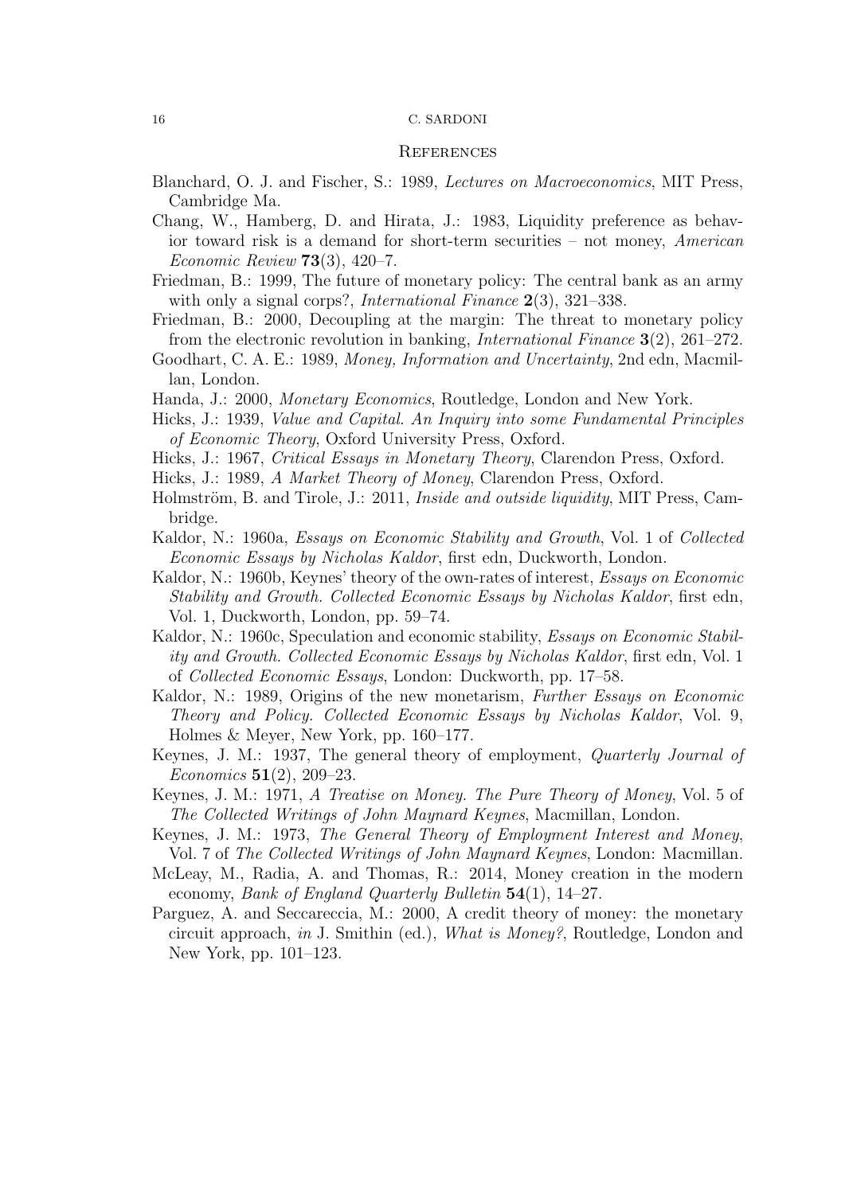## References

Blanchard, O. J. and Fischer, S.: 1989, *Lectures on Macroeconomics*, MIT Press, Cambridge Ma.

Chang, W., Hamberg, D. and Hirata, J.: 1983, Liquidity preference as behavior toward risk is a demand for short-term securities – not money, *American Economic Review* **73**(3), 420–7.

Friedman, B.: 1999, The future of monetary policy: The central bank as an army with only a signal corps?, *International Finance* **2**(3), 321–338.

Friedman, B.: 2000, Decoupling at the margin: The threat to monetary policy from the electronic revolution in banking, *International Finance* **3**(2), 261–272.

Goodhart, C. A. E.: 1989, *Money, Information and Uncertainty*, 2nd edn, Macmillan, London.

Handa, J.: 2000, *Monetary Economics*, Routledge, London and New York.

Hicks, J.: 1939, *Value and Capital. An Inquiry into some Fundamental Principles of Economic Theory*, Oxford University Press, Oxford.

Hicks, J.: 1967, *Critical Essays in Monetary Theory*, Clarendon Press, Oxford.

Hicks, J.: 1989, *A Market Theory of Money*, Clarendon Press, Oxford.

Holmström, B. and Tirole, J.: 2011, *Inside and outside liquidity*, MIT Press, Cambridge.

Kaldor, N.: 1960a, *Essays on Economic Stability and Growth*, Vol. 1 of *Collected Economic Essays by Nicholas Kaldor*, first edn, Duckworth, London.

Kaldor, N.: 1960b, Keynes' theory of the own-rates of interest, *Essays on Economic Stability and Growth. Collected Economic Essays by Nicholas Kaldor*, first edn, Vol. 1, Duckworth, London, pp. 59–74.

Kaldor, N.: 1960c, Speculation and economic stability, *Essays on Economic Stability and Growth. Collected Economic Essays by Nicholas Kaldor*, first edn, Vol. 1 of *Collected Economic Essays*, London: Duckworth, pp. 17–58.

Kaldor, N.: 1989, Origins of the new monetarism, *Further Essays on Economic Theory and Policy. Collected Economic Essays by Nicholas Kaldor*, Vol. 9, Holmes & Meyer, New York, pp. 160–177.

Keynes, J. M.: 1937, The general theory of employment, *Quarterly Journal of Economics* **51**(2), 209–23.

Keynes, J. M.: 1971, *A Treatise on Money. The Pure Theory of Money*, Vol. 5 of *The Collected Writings of John Maynard Keynes*, Macmillan, London.

Keynes, J. M.: 1973, *The General Theory of Employment Interest and Money*, Vol. 7 of *The Collected Writings of John Maynard Keynes*, London: Macmillan.

McLeay, M., Radia, A. and Thomas, R.: 2014, Money creation in the modern economy, *Bank of England Quarterly Bulletin* **54**(1), 14–27.

Parguez, A. and Seccareccia, M.: 2000, A credit theory of money: the monetary circuit approach, *in* J. Smithin (ed.), *What is Money?*, Routledge, London and New York, pp. 101–123.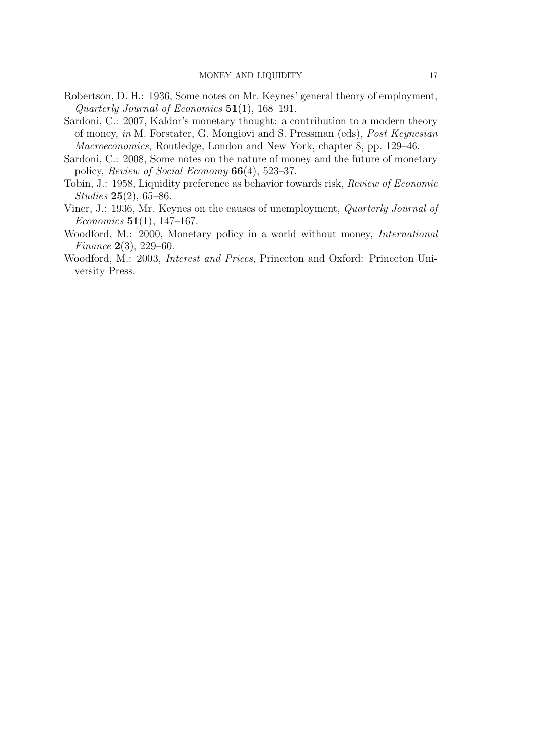Robertson, D. H.: 1936, Some notes on Mr. Keynes' general theory of employment, *Quarterly Journal of Economics* **51**(1), 168–191.

Sardoni, C.: 2007, Kaldor's monetary thought: a contribution to a modern theory of money, *in* M. Forstater, G. Mongiovi and S. Pressman (eds), *Post Keynesian Macroeconomics*, Routledge, London and New York, chapter 8, pp. 129–46.

Sardoni, C.: 2008, Some notes on the nature of money and the future of monetary policy, *Review of Social Economy* **66**(4), 523–37.

Tobin, J.: 1958, Liquidity preference as behavior towards risk, *Review of Economic Studies* **25**(2), 65–86.

Viner, J.: 1936, Mr. Keynes on the causes of unemployment, *Quarterly Journal of Economics* **51**(1), 147–167.

Woodford, M.: 2000, Monetary policy in a world without money, *International Finance* **2**(3), 229–60.

Woodford, M.: 2003, *Interest and Prices*, Princeton and Oxford: Princeton University Press.